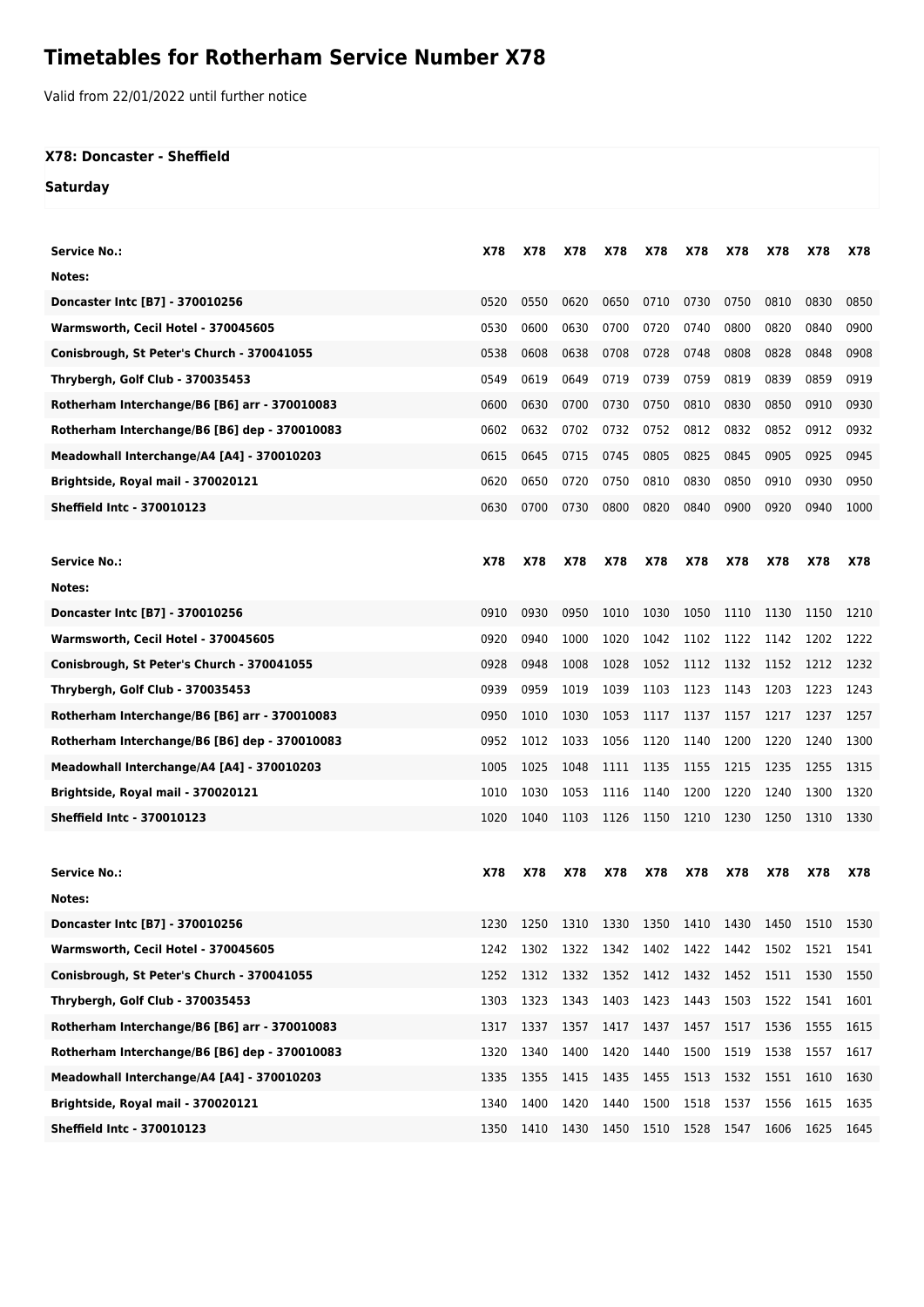# Timetables for Rotherham Service Number X78

Valid from 22/01/2022 until further notice

### X78: Doncaster - Sheffield

### Saturday

| Service No.: | X78 | X78 | X78 | X78 | X78 | X78 | X78 | X78 | X78 | X78 |
|---|---|---|---|---|---|---|---|---|---|---|
| Notes: | | | | | | | | | | |
| Doncaster Intc [B7] - 370010256 | 0520 | 0550 | 0620 | 0650 | 0710 | 0730 | 0750 | 0810 | 0830 | 0850 |
| Warmsworth, Cecil Hotel - 370045605 | 0530 | 0600 | 0630 | 0700 | 0720 | 0740 | 0800 | 0820 | 0840 | 0900 |
| Conisbrough, St Peter's Church - 370041055 | 0538 | 0608 | 0638 | 0708 | 0728 | 0748 | 0808 | 0828 | 0848 | 0908 |
| Thrybergh, Golf Club - 370035453 | 0549 | 0619 | 0649 | 0719 | 0739 | 0759 | 0819 | 0839 | 0859 | 0919 |
| Rotherham Interchange/B6 [B6] arr - 370010083 | 0600 | 0630 | 0700 | 0730 | 0750 | 0810 | 0830 | 0850 | 0910 | 0930 |
| Rotherham Interchange/B6 [B6] dep - 370010083 | 0602 | 0632 | 0702 | 0732 | 0752 | 0812 | 0832 | 0852 | 0912 | 0932 |
| Meadowhall Interchange/A4 [A4] - 370010203 | 0615 | 0645 | 0715 | 0745 | 0805 | 0825 | 0845 | 0905 | 0925 | 0945 |
| Brightside, Royal mail - 370020121 | 0620 | 0650 | 0720 | 0750 | 0810 | 0830 | 0850 | 0910 | 0930 | 0950 |
| Sheffield Intc - 370010123 | 0630 | 0700 | 0730 | 0800 | 0820 | 0840 | 0900 | 0920 | 0940 | 1000 |

| Service No.: | X78 | X78 | X78 | X78 | X78 | X78 | X78 | X78 | X78 | X78 |
|---|---|---|---|---|---|---|---|---|---|---|
| Notes: | | | | | | | | | | |
| Doncaster Intc [B7] - 370010256 | 0910 | 0930 | 0950 | 1010 | 1030 | 1050 | 1110 | 1130 | 1150 | 1210 |
| Warmsworth, Cecil Hotel - 370045605 | 0920 | 0940 | 1000 | 1020 | 1042 | 1102 | 1122 | 1142 | 1202 | 1222 |
| Conisbrough, St Peter's Church - 370041055 | 0928 | 0948 | 1008 | 1028 | 1052 | 1112 | 1132 | 1152 | 1212 | 1232 |
| Thrybergh, Golf Club - 370035453 | 0939 | 0959 | 1019 | 1039 | 1103 | 1123 | 1143 | 1203 | 1223 | 1243 |
| Rotherham Interchange/B6 [B6] arr - 370010083 | 0950 | 1010 | 1030 | 1053 | 1117 | 1137 | 1157 | 1217 | 1237 | 1257 |
| Rotherham Interchange/B6 [B6] dep - 370010083 | 0952 | 1012 | 1033 | 1056 | 1120 | 1140 | 1200 | 1220 | 1240 | 1300 |
| Meadowhall Interchange/A4 [A4] - 370010203 | 1005 | 1025 | 1048 | 1111 | 1135 | 1155 | 1215 | 1235 | 1255 | 1315 |
| Brightside, Royal mail - 370020121 | 1010 | 1030 | 1053 | 1116 | 1140 | 1200 | 1220 | 1240 | 1300 | 1320 |
| Sheffield Intc - 370010123 | 1020 | 1040 | 1103 | 1126 | 1150 | 1210 | 1230 | 1250 | 1310 | 1330 |

| Service No.: | X78 | X78 | X78 | X78 | X78 | X78 | X78 | X78 | X78 | X78 |
|---|---|---|---|---|---|---|---|---|---|---|
| Notes: | | | | | | | | | | |
| Doncaster Intc [B7] - 370010256 | 1230 | 1250 | 1310 | 1330 | 1350 | 1410 | 1430 | 1450 | 1510 | 1530 |
| Warmsworth, Cecil Hotel - 370045605 | 1242 | 1302 | 1322 | 1342 | 1402 | 1422 | 1442 | 1502 | 1521 | 1541 |
| Conisbrough, St Peter's Church - 370041055 | 1252 | 1312 | 1332 | 1352 | 1412 | 1432 | 1452 | 1511 | 1530 | 1550 |
| Thrybergh, Golf Club - 370035453 | 1303 | 1323 | 1343 | 1403 | 1423 | 1443 | 1503 | 1522 | 1541 | 1601 |
| Rotherham Interchange/B6 [B6] arr - 370010083 | 1317 | 1337 | 1357 | 1417 | 1437 | 1457 | 1517 | 1536 | 1555 | 1615 |
| Rotherham Interchange/B6 [B6] dep - 370010083 | 1320 | 1340 | 1400 | 1420 | 1440 | 1500 | 1519 | 1538 | 1557 | 1617 |
| Meadowhall Interchange/A4 [A4] - 370010203 | 1335 | 1355 | 1415 | 1435 | 1455 | 1513 | 1532 | 1551 | 1610 | 1630 |
| Brightside, Royal mail - 370020121 | 1340 | 1400 | 1420 | 1440 | 1500 | 1518 | 1537 | 1556 | 1615 | 1635 |
| Sheffield Intc - 370010123 | 1350 | 1410 | 1430 | 1450 | 1510 | 1528 | 1547 | 1606 | 1625 | 1645 |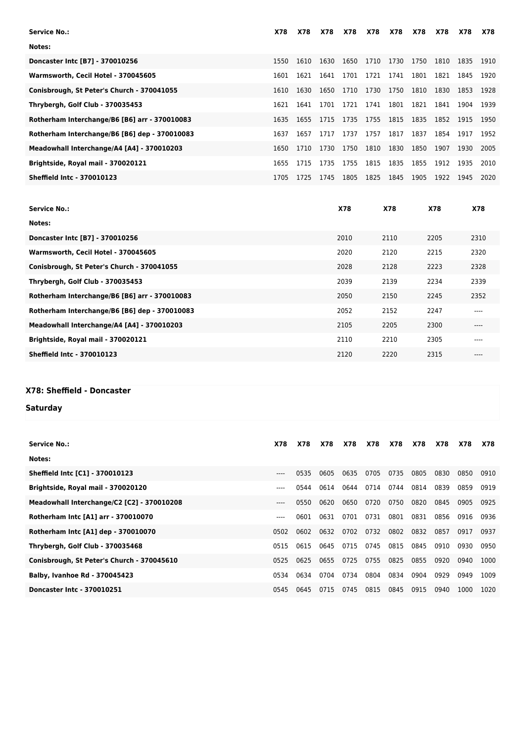| Service No.: | X78 | X78 | X78 | X78 | X78 | X78 | X78 | X78 | X78 | X78 |
|---|---|---|---|---|---|---|---|---|---|---|
| Notes: | | | | | | | | | | |
| Doncaster Intc [B7] - 370010256 | 1550 | 1610 | 1630 | 1650 | 1710 | 1730 | 1750 | 1810 | 1835 | 1910 |
| Warmsworth, Cecil Hotel - 370045605 | 1601 | 1621 | 1641 | 1701 | 1721 | 1741 | 1801 | 1821 | 1845 | 1920 |
| Conisbrough, St Peter's Church - 370041055 | 1610 | 1630 | 1650 | 1710 | 1730 | 1750 | 1810 | 1830 | 1853 | 1928 |
| Thrybergh, Golf Club - 370035453 | 1621 | 1641 | 1701 | 1721 | 1741 | 1801 | 1821 | 1841 | 1904 | 1939 |
| Rotherham Interchange/B6 [B6] arr - 370010083 | 1635 | 1655 | 1715 | 1735 | 1755 | 1815 | 1835 | 1852 | 1915 | 1950 |
| Rotherham Interchange/B6 [B6] dep - 370010083 | 1637 | 1657 | 1717 | 1737 | 1757 | 1817 | 1837 | 1854 | 1917 | 1952 |
| Meadowhall Interchange/A4 [A4] - 370010203 | 1650 | 1710 | 1730 | 1750 | 1810 | 1830 | 1850 | 1907 | 1930 | 2005 |
| Brightside, Royal mail - 370020121 | 1655 | 1715 | 1735 | 1755 | 1815 | 1835 | 1855 | 1912 | 1935 | 2010 |
| Sheffield Intc - 370010123 | 1705 | 1725 | 1745 | 1805 | 1825 | 1845 | 1905 | 1922 | 1945 | 2020 |

| Service No.: | X78 | X78 | X78 | X78 |
|---|---|---|---|---|
| Notes: | | | | |
| Doncaster Intc [B7] - 370010256 | 2010 | 2110 | 2205 | 2310 |
| Warmsworth, Cecil Hotel - 370045605 | 2020 | 2120 | 2215 | 2320 |
| Conisbrough, St Peter's Church - 370041055 | 2028 | 2128 | 2223 | 2328 |
| Thrybergh, Golf Club - 370035453 | 2039 | 2139 | 2234 | 2339 |
| Rotherham Interchange/B6 [B6] arr - 370010083 | 2050 | 2150 | 2245 | 2352 |
| Rotherham Interchange/B6 [B6] dep - 370010083 | 2052 | 2152 | 2247 | ---- |
| Meadowhall Interchange/A4 [A4] - 370010203 | 2105 | 2205 | 2300 | ---- |
| Brightside, Royal mail - 370020121 | 2110 | 2210 | 2305 | ---- |
| Sheffield Intc - 370010123 | 2120 | 2220 | 2315 | ---- |

## X78: Sheffield - Doncaster

### Saturday

| Service No.: | X78 | X78 | X78 | X78 | X78 | X78 | X78 | X78 | X78 | X78 |
|---|---|---|---|---|---|---|---|---|---|---|
| Notes: | | | | | | | | | | |
| Sheffield Intc [C1] - 370010123 | ---- | 0535 | 0605 | 0635 | 0705 | 0735 | 0805 | 0830 | 0850 | 0910 |
| Brightside, Royal mail - 370020120 | ---- | 0544 | 0614 | 0644 | 0714 | 0744 | 0814 | 0839 | 0859 | 0919 |
| Meadowhall Interchange/C2 [C2] - 370010208 | ---- | 0550 | 0620 | 0650 | 0720 | 0750 | 0820 | 0845 | 0905 | 0925 |
| Rotherham Intc [A1] arr - 370010070 | ---- | 0601 | 0631 | 0701 | 0731 | 0801 | 0831 | 0856 | 0916 | 0936 |
| Rotherham Intc [A1] dep - 370010070 | 0502 | 0602 | 0632 | 0702 | 0732 | 0802 | 0832 | 0857 | 0917 | 0937 |
| Thrybergh, Golf Club - 370035468 | 0515 | 0615 | 0645 | 0715 | 0745 | 0815 | 0845 | 0910 | 0930 | 0950 |
| Conisbrough, St Peter's Church - 370045610 | 0525 | 0625 | 0655 | 0725 | 0755 | 0825 | 0855 | 0920 | 0940 | 1000 |
| Balby, Ivanhoe Rd - 370045423 | 0534 | 0634 | 0704 | 0734 | 0804 | 0834 | 0904 | 0929 | 0949 | 1009 |
| Doncaster Intc - 370010251 | 0545 | 0645 | 0715 | 0745 | 0815 | 0845 | 0915 | 0940 | 1000 | 1020 |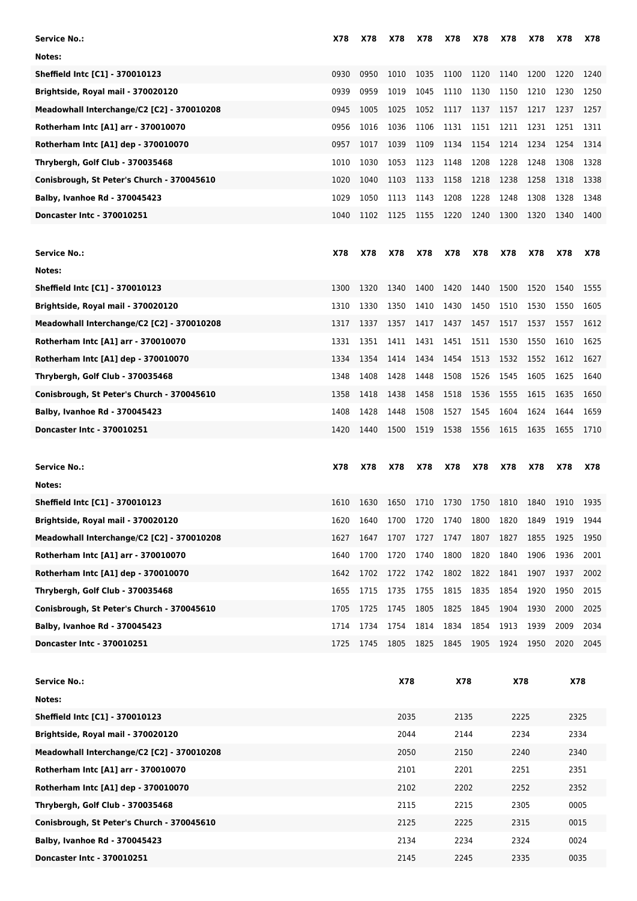| Service No.: | X78 | X78 | X78 | X78 | X78 | X78 | X78 | X78 | X78 | X78 |
|---|---|---|---|---|---|---|---|---|---|---|
| Notes: | | | | | | | | | | |
| Sheffield Intc [C1] - 370010123 | 0930 | 0950 | 1010 | 1035 | 1100 | 1120 | 1140 | 1200 | 1220 | 1240 |
| Brightside, Royal mail - 370020120 | 0939 | 0959 | 1019 | 1045 | 1110 | 1130 | 1150 | 1210 | 1230 | 1250 |
| Meadowhall Interchange/C2 [C2] - 370010208 | 0945 | 1005 | 1025 | 1052 | 1117 | 1137 | 1157 | 1217 | 1237 | 1257 |
| Rotherham Intc [A1] arr - 370010070 | 0956 | 1016 | 1036 | 1106 | 1131 | 1151 | 1211 | 1231 | 1251 | 1311 |
| Rotherham Intc [A1] dep - 370010070 | 0957 | 1017 | 1039 | 1109 | 1134 | 1154 | 1214 | 1234 | 1254 | 1314 |
| Thrybergh, Golf Club - 370035468 | 1010 | 1030 | 1053 | 1123 | 1148 | 1208 | 1228 | 1248 | 1308 | 1328 |
| Conisbrough, St Peter's Church - 370045610 | 1020 | 1040 | 1103 | 1133 | 1158 | 1218 | 1238 | 1258 | 1318 | 1338 |
| Balby, Ivanhoe Rd - 370045423 | 1029 | 1050 | 1113 | 1143 | 1208 | 1228 | 1248 | 1308 | 1328 | 1348 |
| Doncaster Intc - 370010251 | 1040 | 1102 | 1125 | 1155 | 1220 | 1240 | 1300 | 1320 | 1340 | 1400 |

| Service No.: | X78 | X78 | X78 | X78 | X78 | X78 | X78 | X78 | X78 | X78 |
|---|---|---|---|---|---|---|---|---|---|---|
| Notes: | | | | | | | | | | |
| Sheffield Intc [C1] - 370010123 | 1300 | 1320 | 1340 | 1400 | 1420 | 1440 | 1500 | 1520 | 1540 | 1555 |
| Brightside, Royal mail - 370020120 | 1310 | 1330 | 1350 | 1410 | 1430 | 1450 | 1510 | 1530 | 1550 | 1605 |
| Meadowhall Interchange/C2 [C2] - 370010208 | 1317 | 1337 | 1357 | 1417 | 1437 | 1457 | 1517 | 1537 | 1557 | 1612 |
| Rotherham Intc [A1] arr - 370010070 | 1331 | 1351 | 1411 | 1431 | 1451 | 1511 | 1530 | 1550 | 1610 | 1625 |
| Rotherham Intc [A1] dep - 370010070 | 1334 | 1354 | 1414 | 1434 | 1454 | 1513 | 1532 | 1552 | 1612 | 1627 |
| Thrybergh, Golf Club - 370035468 | 1348 | 1408 | 1428 | 1448 | 1508 | 1526 | 1545 | 1605 | 1625 | 1640 |
| Conisbrough, St Peter's Church - 370045610 | 1358 | 1418 | 1438 | 1458 | 1518 | 1536 | 1555 | 1615 | 1635 | 1650 |
| Balby, Ivanhoe Rd - 370045423 | 1408 | 1428 | 1448 | 1508 | 1527 | 1545 | 1604 | 1624 | 1644 | 1659 |
| Doncaster Intc - 370010251 | 1420 | 1440 | 1500 | 1519 | 1538 | 1556 | 1615 | 1635 | 1655 | 1710 |

| Service No.: | X78 | X78 | X78 | X78 | X78 | X78 | X78 | X78 | X78 | X78 |
|---|---|---|---|---|---|---|---|---|---|---|
| Notes: | | | | | | | | | | |
| Sheffield Intc [C1] - 370010123 | 1610 | 1630 | 1650 | 1710 | 1730 | 1750 | 1810 | 1840 | 1910 | 1935 |
| Brightside, Royal mail - 370020120 | 1620 | 1640 | 1700 | 1720 | 1740 | 1800 | 1820 | 1849 | 1919 | 1944 |
| Meadowhall Interchange/C2 [C2] - 370010208 | 1627 | 1647 | 1707 | 1727 | 1747 | 1807 | 1827 | 1855 | 1925 | 1950 |
| Rotherham Intc [A1] arr - 370010070 | 1640 | 1700 | 1720 | 1740 | 1800 | 1820 | 1840 | 1906 | 1936 | 2001 |
| Rotherham Intc [A1] dep - 370010070 | 1642 | 1702 | 1722 | 1742 | 1802 | 1822 | 1841 | 1907 | 1937 | 2002 |
| Thrybergh, Golf Club - 370035468 | 1655 | 1715 | 1735 | 1755 | 1815 | 1835 | 1854 | 1920 | 1950 | 2015 |
| Conisbrough, St Peter's Church - 370045610 | 1705 | 1725 | 1745 | 1805 | 1825 | 1845 | 1904 | 1930 | 2000 | 2025 |
| Balby, Ivanhoe Rd - 370045423 | 1714 | 1734 | 1754 | 1814 | 1834 | 1854 | 1913 | 1939 | 2009 | 2034 |
| Doncaster Intc - 370010251 | 1725 | 1745 | 1805 | 1825 | 1845 | 1905 | 1924 | 1950 | 2020 | 2045 |

| Service No.: | X78 | X78 | X78 | X78 |
|---|---|---|---|---|
| Notes: | | | | |
| Sheffield Intc [C1] - 370010123 | 2035 | 2135 | 2225 | 2325 |
| Brightside, Royal mail - 370020120 | 2044 | 2144 | 2234 | 2334 |
| Meadowhall Interchange/C2 [C2] - 370010208 | 2050 | 2150 | 2240 | 2340 |
| Rotherham Intc [A1] arr - 370010070 | 2101 | 2201 | 2251 | 2351 |
| Rotherham Intc [A1] dep - 370010070 | 2102 | 2202 | 2252 | 2352 |
| Thrybergh, Golf Club - 370035468 | 2115 | 2215 | 2305 | 0005 |
| Conisbrough, St Peter's Church - 370045610 | 2125 | 2225 | 2315 | 0015 |
| Balby, Ivanhoe Rd - 370045423 | 2134 | 2234 | 2324 | 0024 |
| Doncaster Intc - 370010251 | 2145 | 2245 | 2335 | 0035 |